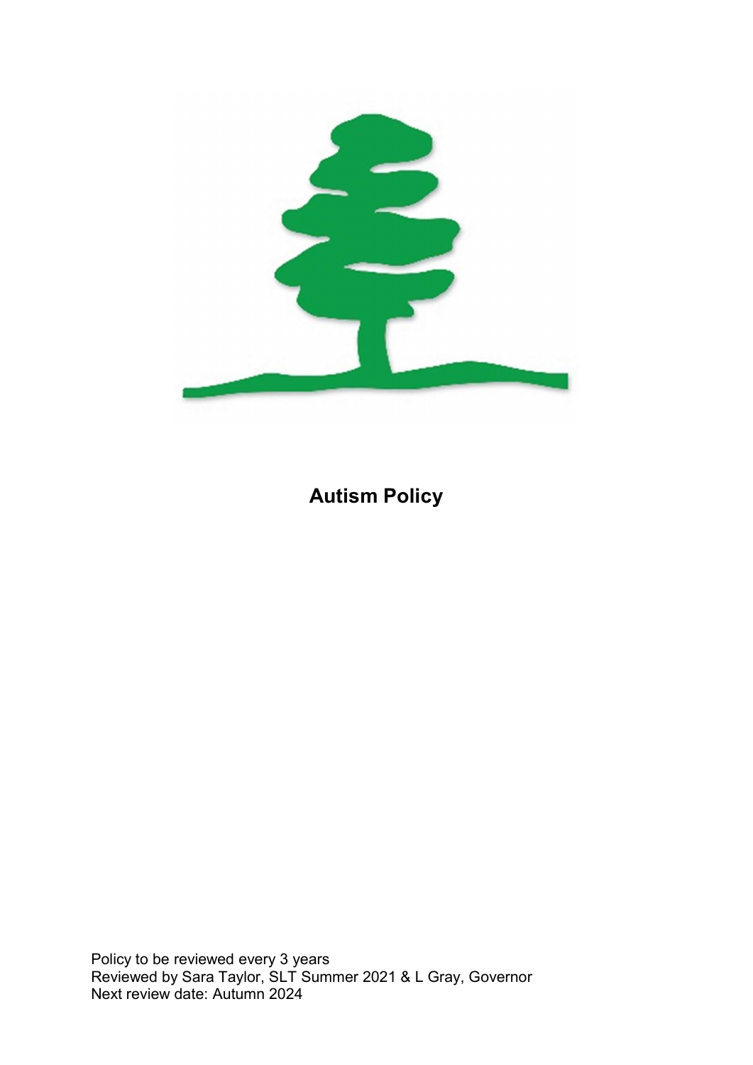# Autism Policy

Policy to be reviewed every 3 years
Reviewed by Sara Taylor, SLT Summer 2021 & L Gray, Governor
Next review date: Autumn 2024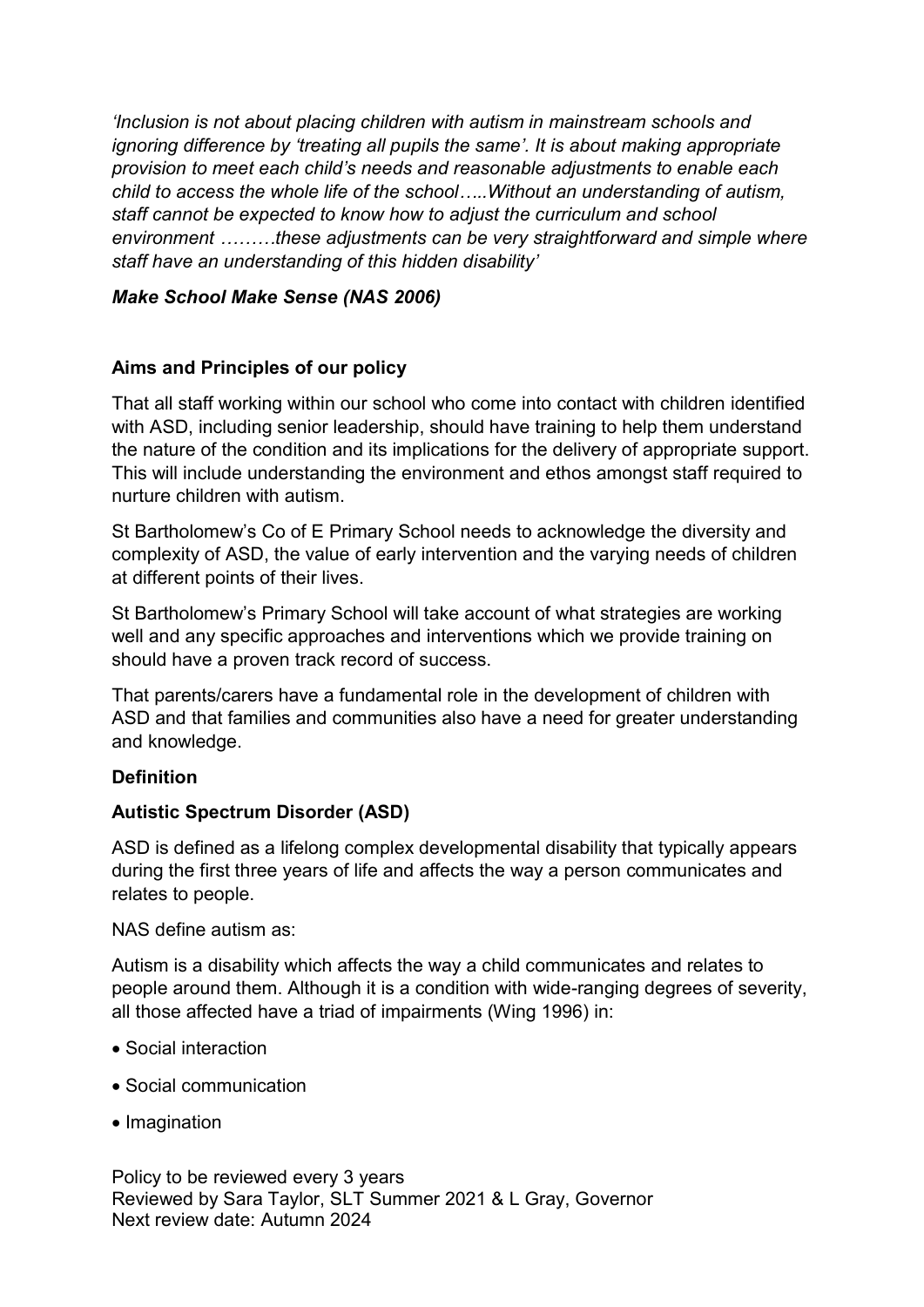*'Inclusion is not about placing children with autism in mainstream schools and ignoring difference by 'treating all pupils the same'. It is about making appropriate provision to meet each child's needs and reasonable adjustments to enable each child to access the whole life of the school…..Without an understanding of autism, staff cannot be expected to know how to adjust the curriculum and school environment ………these adjustments can be very straightforward and simple where staff have an understanding of this hidden disability'*

***Make School Make Sense (NAS 2006)***

**Aims and Principles of our policy**

That all staff working within our school who come into contact with children identified with ASD, including senior leadership, should have training to help them understand the nature of the condition and its implications for the delivery of appropriate support. This will include understanding the environment and ethos amongst staff required to nurture children with autism.

St Bartholomew's Co of E Primary School needs to acknowledge the diversity and complexity of ASD, the value of early intervention and the varying needs of children at different points of their lives.

St Bartholomew's Primary School will take account of what strategies are working well and any specific approaches and interventions which we provide training on should have a proven track record of success.

That parents/carers have a fundamental role in the development of children with ASD and that families and communities also have a need for greater understanding and knowledge.

**Definition**

**Autistic Spectrum Disorder (ASD)**

ASD is defined as a lifelong complex developmental disability that typically appears during the first three years of life and affects the way a person communicates and relates to people.

NAS define autism as:

Autism is a disability which affects the way a child communicates and relates to people around them. Although it is a condition with wide-ranging degrees of severity, all those affected have a triad of impairments (Wing 1996) in:

- Social interaction
- Social communication
- Imagination

Policy to be reviewed every 3 years
Reviewed by Sara Taylor, SLT Summer 2021 & L Gray, Governor
Next review date: Autumn 2024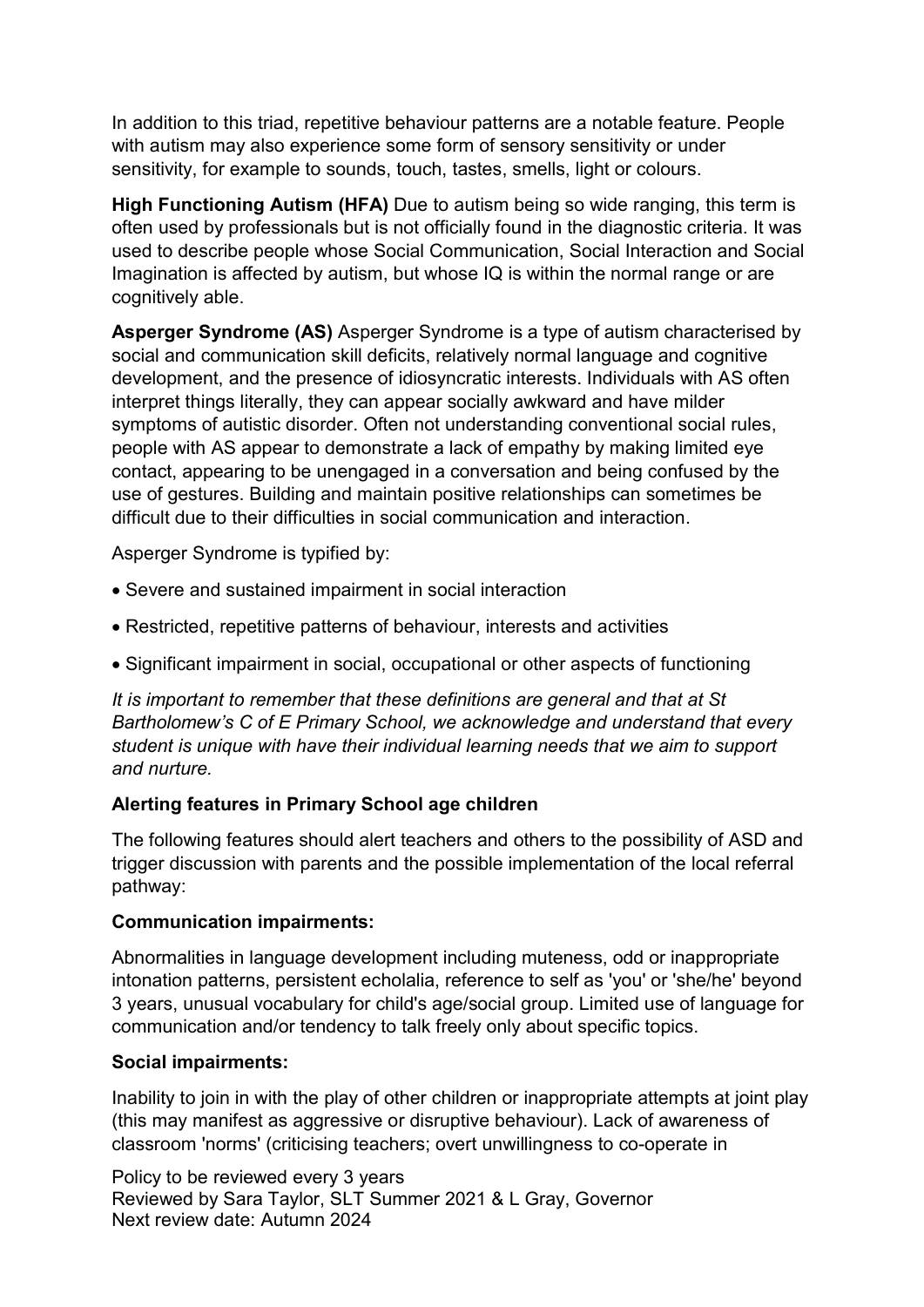In addition to this triad, repetitive behaviour patterns are a notable feature. People with autism may also experience some form of sensory sensitivity or under sensitivity, for example to sounds, touch, tastes, smells, light or colours.

**High Functioning Autism (HFA)** Due to autism being so wide ranging, this term is often used by professionals but is not officially found in the diagnostic criteria. It was used to describe people whose Social Communication, Social Interaction and Social Imagination is affected by autism, but whose IQ is within the normal range or are cognitively able.

**Asperger Syndrome (AS)** Asperger Syndrome is a type of autism characterised by social and communication skill deficits, relatively normal language and cognitive development, and the presence of idiosyncratic interests. Individuals with AS often interpret things literally, they can appear socially awkward and have milder symptoms of autistic disorder. Often not understanding conventional social rules, people with AS appear to demonstrate a lack of empathy by making limited eye contact, appearing to be unengaged in a conversation and being confused by the use of gestures. Building and maintain positive relationships can sometimes be difficult due to their difficulties in social communication and interaction.

Asperger Syndrome is typified by:

- Severe and sustained impairment in social interaction
- Restricted, repetitive patterns of behaviour, interests and activities
- Significant impairment in social, occupational or other aspects of functioning

*It is important to remember that these definitions are general and that at St Bartholomew's C of E Primary School, we acknowledge and understand that every student is unique with have their individual learning needs that we aim to support and nurture.*

**Alerting features in Primary School age children**

The following features should alert teachers and others to the possibility of ASD and trigger discussion with parents and the possible implementation of the local referral pathway:

**Communication impairments:**

Abnormalities in language development including muteness, odd or inappropriate intonation patterns, persistent echolalia, reference to self as 'you' or 'she/he' beyond 3 years, unusual vocabulary for child's age/social group. Limited use of language for communication and/or tendency to talk freely only about specific topics.

**Social impairments:**

Inability to join in with the play of other children or inappropriate attempts at joint play (this may manifest as aggressive or disruptive behaviour). Lack of awareness of classroom 'norms' (criticising teachers; overt unwillingness to co-operate in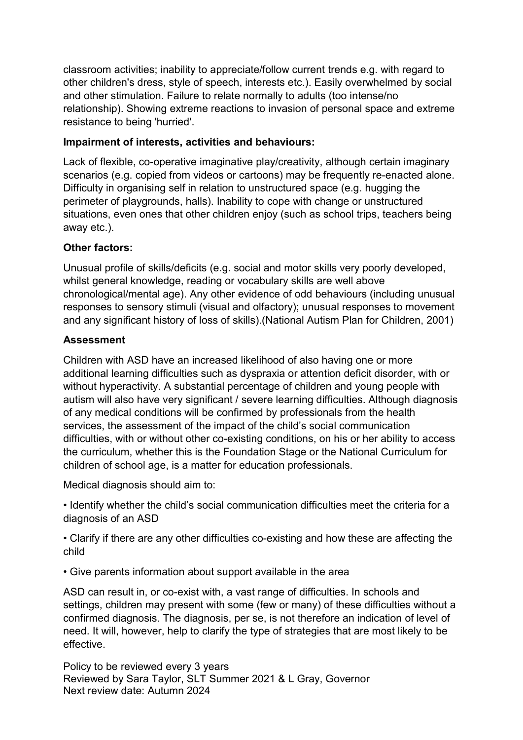classroom activities; inability to appreciate/follow current trends e.g. with regard to other children's dress, style of speech, interests etc.). Easily overwhelmed by social and other stimulation. Failure to relate normally to adults (too intense/no relationship). Showing extreme reactions to invasion of personal space and extreme resistance to being 'hurried'.

**Impairment of interests, activities and behaviours:**

Lack of flexible, co-operative imaginative play/creativity, although certain imaginary scenarios (e.g. copied from videos or cartoons) may be frequently re-enacted alone. Difficulty in organising self in relation to unstructured space (e.g. hugging the perimeter of playgrounds, halls). Inability to cope with change or unstructured situations, even ones that other children enjoy (such as school trips, teachers being away etc.).

**Other factors:**

Unusual profile of skills/deficits (e.g. social and motor skills very poorly developed, whilst general knowledge, reading or vocabulary skills are well above chronological/mental age). Any other evidence of odd behaviours (including unusual responses to sensory stimuli (visual and olfactory); unusual responses to movement and any significant history of loss of skills).(National Autism Plan for Children, 2001)

**Assessment**

Children with ASD have an increased likelihood of also having one or more additional learning difficulties such as dyspraxia or attention deficit disorder, with or without hyperactivity. A substantial percentage of children and young people with autism will also have very significant / severe learning difficulties. Although diagnosis of any medical conditions will be confirmed by professionals from the health services, the assessment of the impact of the child's social communication difficulties, with or without other co-existing conditions, on his or her ability to access the curriculum, whether this is the Foundation Stage or the National Curriculum for children of school age, is a matter for education professionals.

Medical diagnosis should aim to:

- Identify whether the child's social communication difficulties meet the criteria for a diagnosis of an ASD
- Clarify if there are any other difficulties co-existing and how these are affecting the child
- Give parents information about support available in the area

ASD can result in, or co-exist with, a vast range of difficulties. In schools and settings, children may present with some (few or many) of these difficulties without a confirmed diagnosis. The diagnosis, per se, is not therefore an indication of level of need. It will, however, help to clarify the type of strategies that are most likely to be effective.

Policy to be reviewed every 3 years
Reviewed by Sara Taylor, SLT Summer 2021 & L Gray, Governor
Next review date: Autumn 2024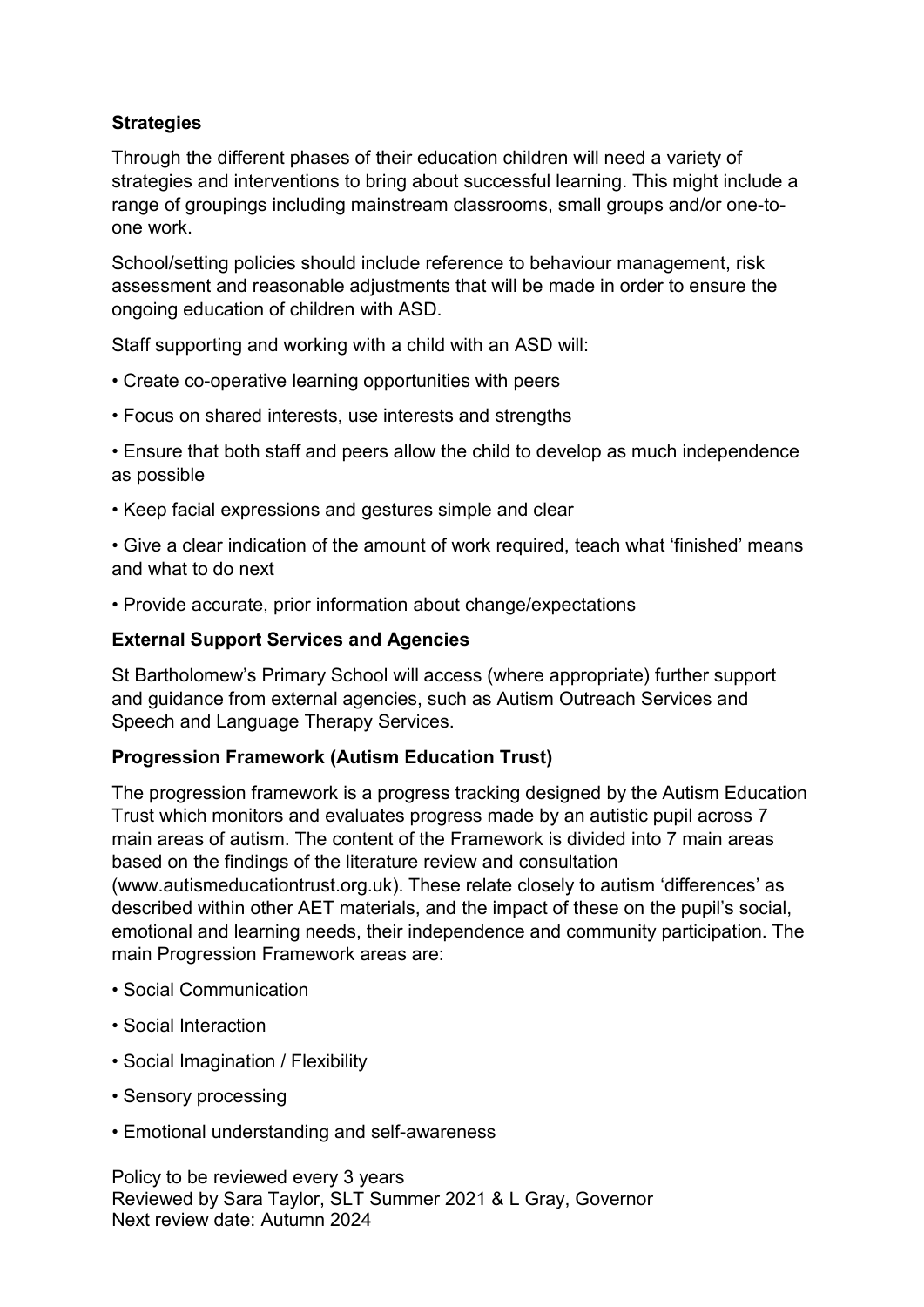**Strategies**

Through the different phases of their education children will need a variety of strategies and interventions to bring about successful learning. This might include a range of groupings including mainstream classrooms, small groups and/or one-to-one work.

School/setting policies should include reference to behaviour management, risk assessment and reasonable adjustments that will be made in order to ensure the ongoing education of children with ASD.

Staff supporting and working with a child with an ASD will:

- Create co-operative learning opportunities with peers
- Focus on shared interests, use interests and strengths
- Ensure that both staff and peers allow the child to develop as much independence as possible
- Keep facial expressions and gestures simple and clear
- Give a clear indication of the amount of work required, teach what 'finished' means and what to do next
- Provide accurate, prior information about change/expectations

**External Support Services and Agencies**

St Bartholomew's Primary School will access (where appropriate) further support and guidance from external agencies, such as Autism Outreach Services and Speech and Language Therapy Services.

**Progression Framework (Autism Education Trust)**

The progression framework is a progress tracking designed by the Autism Education Trust which monitors and evaluates progress made by an autistic pupil across 7 main areas of autism. The content of the Framework is divided into 7 main areas based on the findings of the literature review and consultation (www.autismeducationtrust.org.uk). These relate closely to autism 'differences' as described within other AET materials, and the impact of these on the pupil's social, emotional and learning needs, their independence and community participation. The main Progression Framework areas are:

- Social Communication
- Social Interaction
- Social Imagination / Flexibility
- Sensory processing
- Emotional understanding and self-awareness

Policy to be reviewed every 3 years
Reviewed by Sara Taylor, SLT Summer 2021 & L Gray, Governor
Next review date: Autumn 2024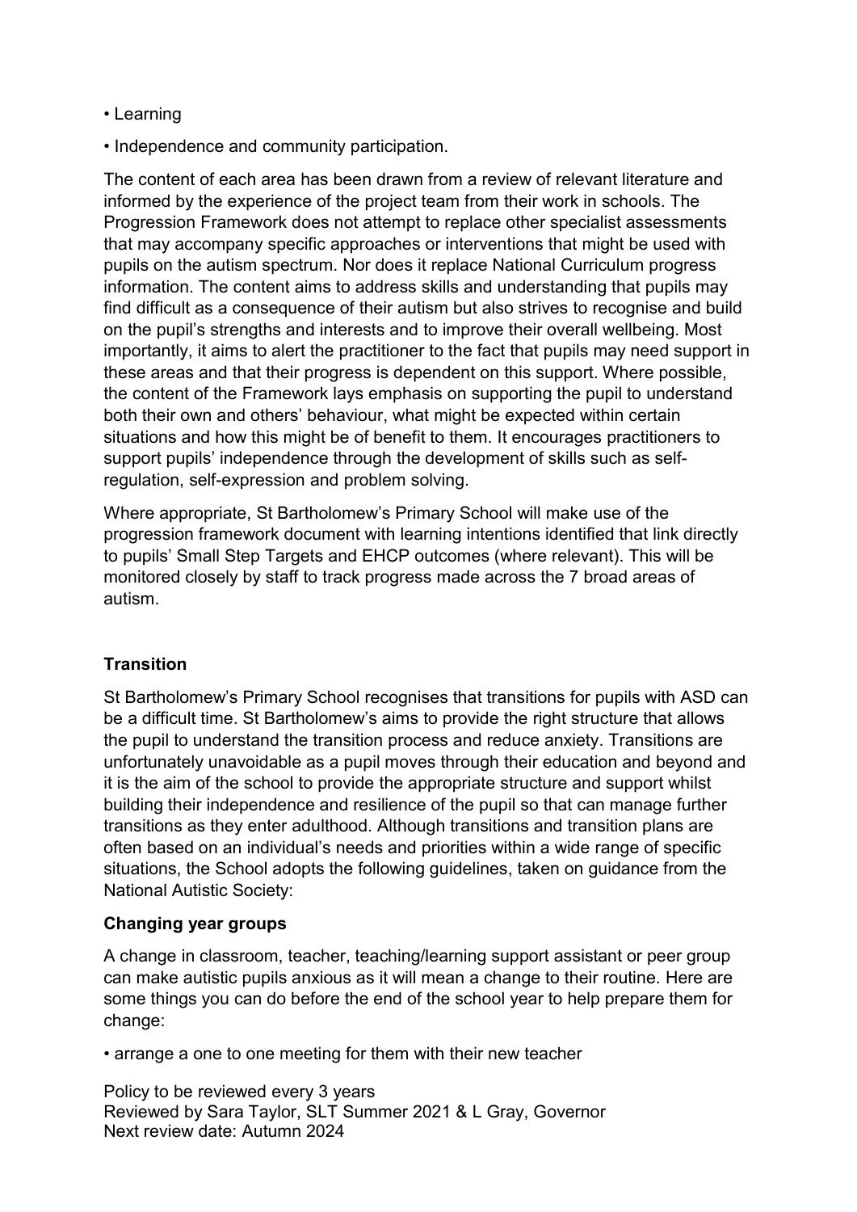- Learning
- Independence and community participation.

The content of each area has been drawn from a review of relevant literature and informed by the experience of the project team from their work in schools. The Progression Framework does not attempt to replace other specialist assessments that may accompany specific approaches or interventions that might be used with pupils on the autism spectrum. Nor does it replace National Curriculum progress information. The content aims to address skills and understanding that pupils may find difficult as a consequence of their autism but also strives to recognise and build on the pupil's strengths and interests and to improve their overall wellbeing. Most importantly, it aims to alert the practitioner to the fact that pupils may need support in these areas and that their progress is dependent on this support. Where possible, the content of the Framework lays emphasis on supporting the pupil to understand both their own and others' behaviour, what might be expected within certain situations and how this might be of benefit to them. It encourages practitioners to support pupils' independence through the development of skills such as self-regulation, self-expression and problem solving.

Where appropriate, St Bartholomew's Primary School will make use of the progression framework document with learning intentions identified that link directly to pupils' Small Step Targets and EHCP outcomes (where relevant). This will be monitored closely by staff to track progress made across the 7 broad areas of autism.

**Transition**

St Bartholomew's Primary School recognises that transitions for pupils with ASD can be a difficult time. St Bartholomew's aims to provide the right structure that allows the pupil to understand the transition process and reduce anxiety. Transitions are unfortunately unavoidable as a pupil moves through their education and beyond and it is the aim of the school to provide the appropriate structure and support whilst building their independence and resilience of the pupil so that can manage further transitions as they enter adulthood. Although transitions and transition plans are often based on an individual's needs and priorities within a wide range of specific situations, the School adopts the following guidelines, taken on guidance from the National Autistic Society:

**Changing year groups**

A change in classroom, teacher, teaching/learning support assistant or peer group can make autistic pupils anxious as it will mean a change to their routine. Here are some things you can do before the end of the school year to help prepare them for change:

- arrange a one to one meeting for them with their new teacher

Policy to be reviewed every 3 years
Reviewed by Sara Taylor, SLT Summer 2021 & L Gray, Governor
Next review date: Autumn 2024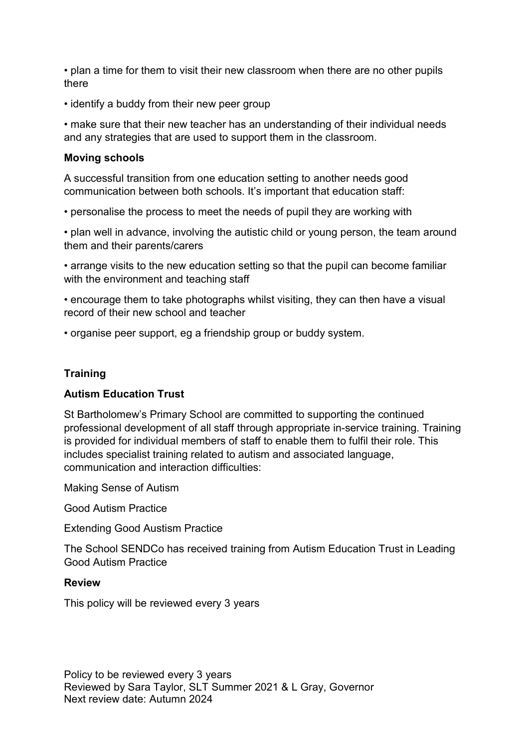• plan a time for them to visit their new classroom when there are no other pupils there

• identify a buddy from their new peer group

• make sure that their new teacher has an understanding of their individual needs and any strategies that are used to support them in the classroom.

**Moving schools**

A successful transition from one education setting to another needs good communication between both schools. It's important that education staff:

• personalise the process to meet the needs of pupil they are working with

• plan well in advance, involving the autistic child or young person, the team around them and their parents/carers

• arrange visits to the new education setting so that the pupil can become familiar with the environment and teaching staff

• encourage them to take photographs whilst visiting, they can then have a visual record of their new school and teacher

• organise peer support, eg a friendship group or buddy system.

**Training**

**Autism Education Trust**

St Bartholomew's Primary School are committed to supporting the continued professional development of all staff through appropriate in-service training. Training is provided for individual members of staff to enable them to fulfil their role. This includes specialist training related to autism and associated language, communication and interaction difficulties:

Making Sense of Autism

Good Autism Practice

Extending Good Austism Practice

The School SENDCo has received training from Autism Education Trust in Leading Good Autism Practice

**Review**

This policy will be reviewed every 3 years

Policy to be reviewed every 3 years
Reviewed by Sara Taylor, SLT Summer 2021 & L Gray, Governor
Next review date: Autumn 2024